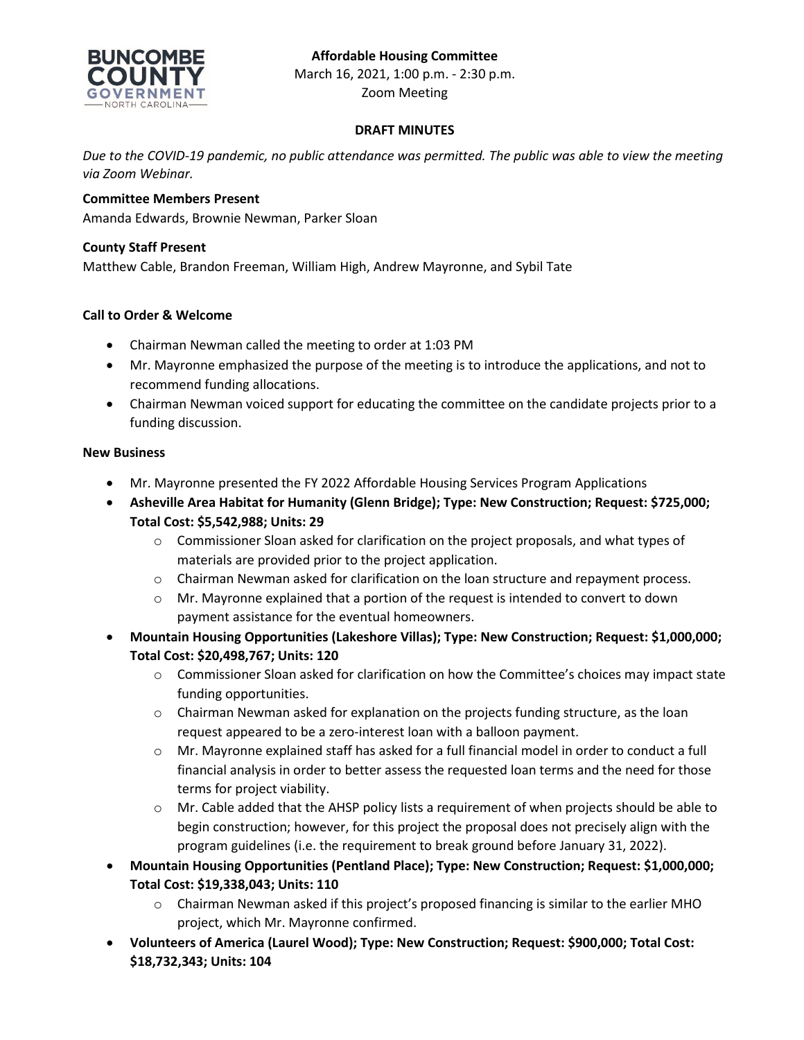**Affordable Housing Committee**

March 16, 2021, 1:00 p.m. - 2:30 p.m.

Zoom Meeting

**DRAFT MINUTES**

*Due to the COVID-19 pandemic, no public attendance was permitted. The public was able to view the meeting via Zoom Webinar.*

**Committee Members Present**

Amanda Edwards, Brownie Newman, Parker Sloan

**County Staff Present**

Matthew Cable, Brandon Freeman, William High, Andrew Mayronne, and Sybil Tate

**Call to Order & Welcome**

- Chairman Newman called the meeting to order at 1:03 PM
- Mr. Mayronne emphasized the purpose of the meeting is to introduce the applications, and not to recommend funding allocations.
- Chairman Newman voiced support for educating the committee on the candidate projects prior to a funding discussion.

**New Business**

- Mr. Mayronne presented the FY 2022 Affordable Housing Services Program Applications
- **Asheville Area Habitat for Humanity (Glenn Bridge); Type: New Construction; Request: $725,000; Total Cost: $5,542,988; Units: 29**
  - Commissioner Sloan asked for clarification on the project proposals, and what types of materials are provided prior to the project application.
  - Chairman Newman asked for clarification on the loan structure and repayment process.
  - Mr. Mayronne explained that a portion of the request is intended to convert to down payment assistance for the eventual homeowners.
- **Mountain Housing Opportunities (Lakeshore Villas); Type: New Construction; Request: $1,000,000; Total Cost: $20,498,767; Units: 120**
  - Commissioner Sloan asked for clarification on how the Committee's choices may impact state funding opportunities.
  - Chairman Newman asked for explanation on the projects funding structure, as the loan request appeared to be a zero-interest loan with a balloon payment.
  - Mr. Mayronne explained staff has asked for a full financial model in order to conduct a full financial analysis in order to better assess the requested loan terms and the need for those terms for project viability.
  - Mr. Cable added that the AHSP policy lists a requirement of when projects should be able to begin construction; however, for this project the proposal does not precisely align with the program guidelines (i.e. the requirement to break ground before January 31, 2022).
- **Mountain Housing Opportunities (Pentland Place); Type: New Construction; Request: $1,000,000; Total Cost: $19,338,043; Units: 110**
  - Chairman Newman asked if this project's proposed financing is similar to the earlier MHO project, which Mr. Mayronne confirmed.
- **Volunteers of America (Laurel Wood); Type: New Construction; Request: $900,000; Total Cost: $18,732,343; Units: 104**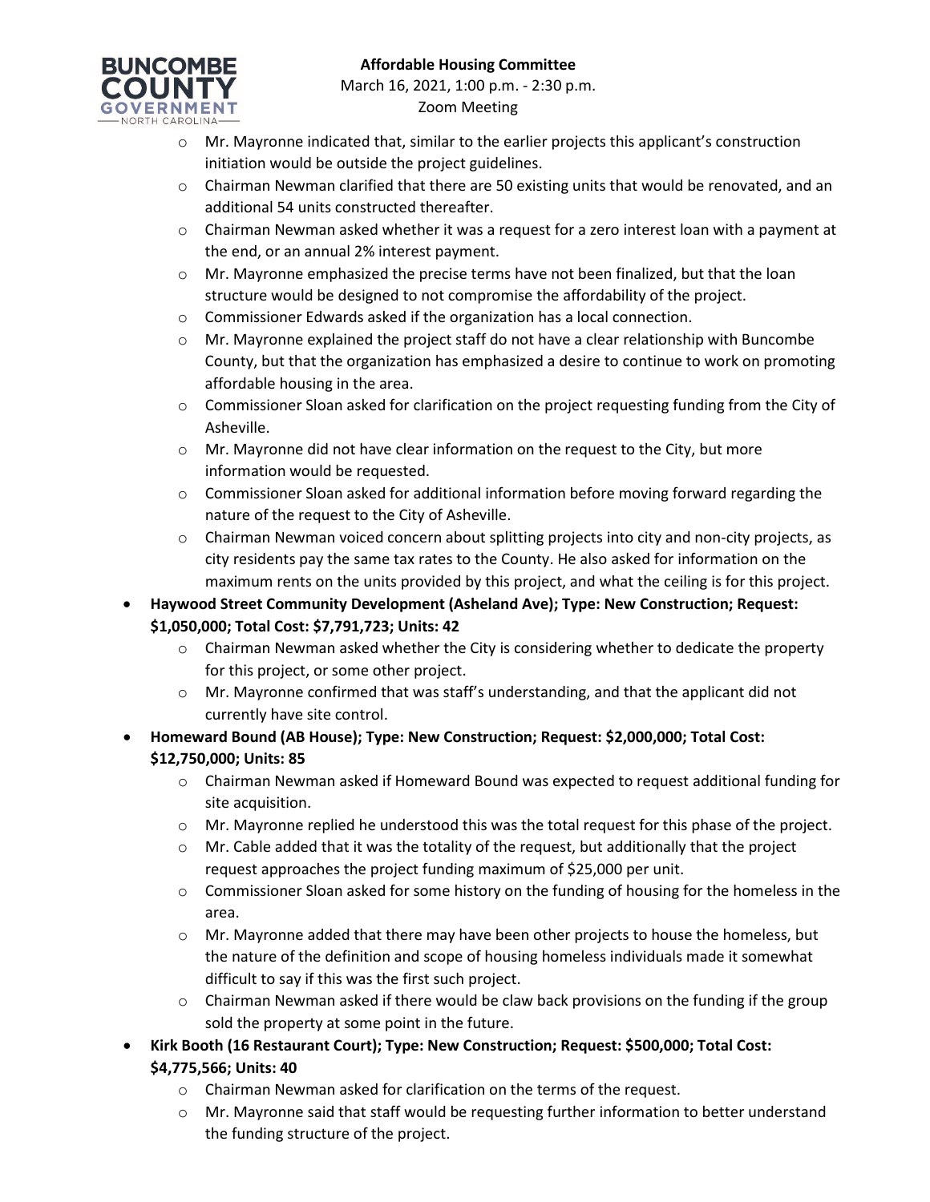- Mr. Mayronne indicated that, similar to the earlier projects this applicant's construction initiation would be outside the project guidelines.
    - Chairman Newman clarified that there are 50 existing units that would be renovated, and an additional 54 units constructed thereafter.
    - Chairman Newman asked whether it was a request for a zero interest loan with a payment at the end, or an annual 2% interest payment.
    - Mr. Mayronne emphasized the precise terms have not been finalized, but that the loan structure would be designed to not compromise the affordability of the project.
    - Commissioner Edwards asked if the organization has a local connection.
    - Mr. Mayronne explained the project staff do not have a clear relationship with Buncombe County, but that the organization has emphasized a desire to continue to work on promoting affordable housing in the area.
    - Commissioner Sloan asked for clarification on the project requesting funding from the City of Asheville.
    - Mr. Mayronne did not have clear information on the request to the City, but more information would be requested.
    - Commissioner Sloan asked for additional information before moving forward regarding the nature of the request to the City of Asheville.
    - Chairman Newman voiced concern about splitting projects into city and non-city projects, as city residents pay the same tax rates to the County. He also asked for information on the maximum rents on the units provided by this project, and what the ceiling is for this project.
- **Haywood Street Community Development (Asheland Ave); Type: New Construction; Request: $1,050,000; Total Cost: $7,791,723; Units: 42**
    - Chairman Newman asked whether the City is considering whether to dedicate the property for this project, or some other project.
    - Mr. Mayronne confirmed that was staff's understanding, and that the applicant did not currently have site control.
- **Homeward Bound (AB House); Type: New Construction; Request: $2,000,000; Total Cost: $12,750,000; Units: 85**
    - Chairman Newman asked if Homeward Bound was expected to request additional funding for site acquisition.
    - Mr. Mayronne replied he understood this was the total request for this phase of the project.
    - Mr. Cable added that it was the totality of the request, but additionally that the project request approaches the project funding maximum of $25,000 per unit.
    - Commissioner Sloan asked for some history on the funding of housing for the homeless in the area.
    - Mr. Mayronne added that there may have been other projects to house the homeless, but the nature of the definition and scope of housing homeless individuals made it somewhat difficult to say if this was the first such project.
    - Chairman Newman asked if there would be claw back provisions on the funding if the group sold the property at some point in the future.
- **Kirk Booth (16 Restaurant Court); Type: New Construction; Request: $500,000; Total Cost: $4,775,566; Units: 40**
    - Chairman Newman asked for clarification on the terms of the request.
    - Mr. Mayronne said that staff would be requesting further information to better understand the funding structure of the project.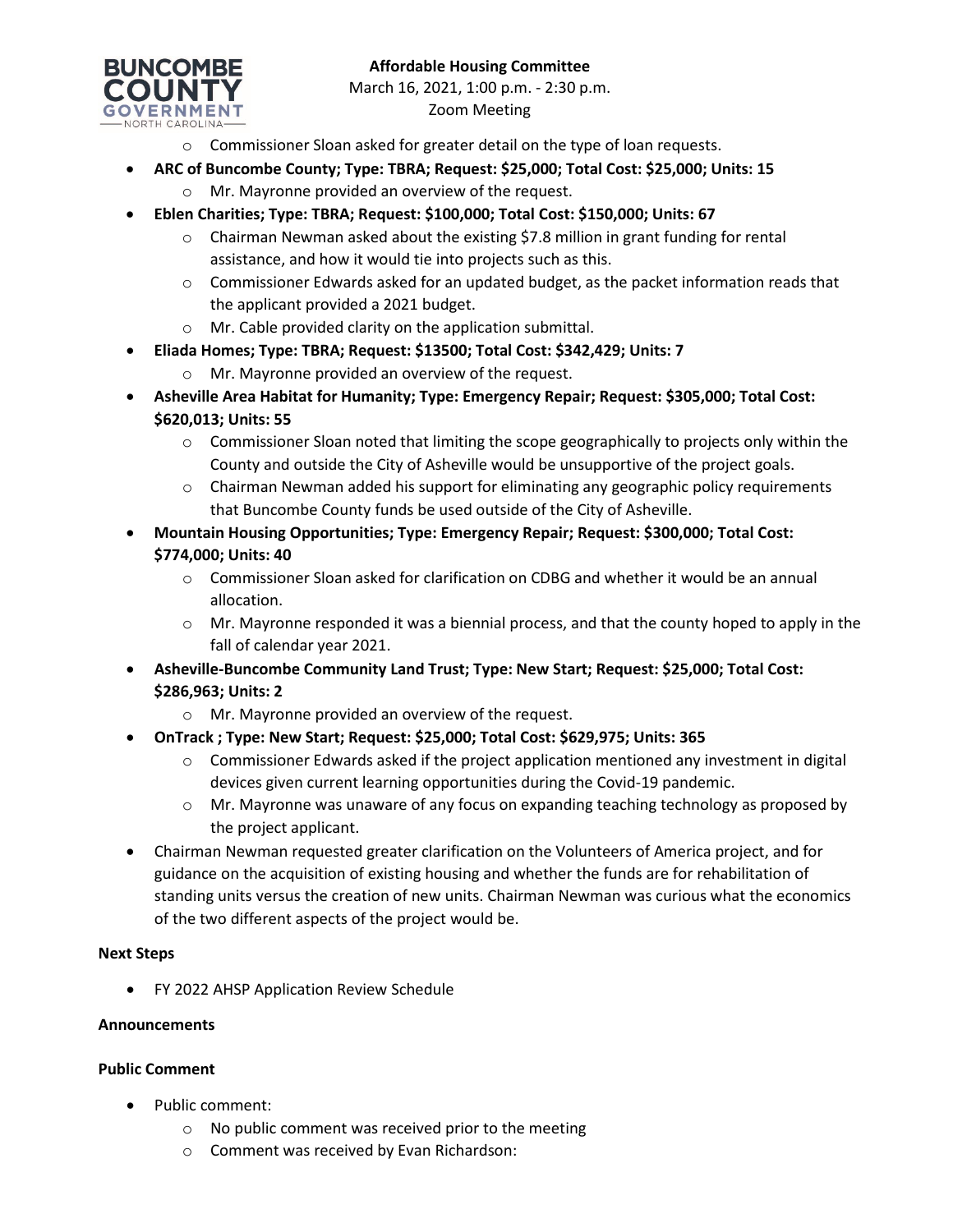- Commissioner Sloan asked for greater detail on the type of loan requests.

- **ARC of Buncombe County; Type: TBRA; Request: $25,000; Total Cost: $25,000; Units: 15**
  - Mr. Mayronne provided an overview of the request.
- **Eblen Charities; Type: TBRA; Request: $100,000; Total Cost: $150,000; Units: 67**
  - Chairman Newman asked about the existing $7.8 million in grant funding for rental assistance, and how it would tie into projects such as this.
  - Commissioner Edwards asked for an updated budget, as the packet information reads that the applicant provided a 2021 budget.
  - Mr. Cable provided clarity on the application submittal.
- **Eliada Homes; Type: TBRA; Request: $13500; Total Cost: $342,429; Units: 7**
  - Mr. Mayronne provided an overview of the request.
- **Asheville Area Habitat for Humanity; Type: Emergency Repair; Request: $305,000; Total Cost: $620,013; Units: 55**
  - Commissioner Sloan noted that limiting the scope geographically to projects only within the County and outside the City of Asheville would be unsupportive of the project goals.
  - Chairman Newman added his support for eliminating any geographic policy requirements that Buncombe County funds be used outside of the City of Asheville.
- **Mountain Housing Opportunities; Type: Emergency Repair; Request: $300,000; Total Cost: $774,000; Units: 40**
  - Commissioner Sloan asked for clarification on CDBG and whether it would be an annual allocation.
  - Mr. Mayronne responded it was a biennial process, and that the county hoped to apply in the fall of calendar year 2021.
- **Asheville-Buncombe Community Land Trust; Type: New Start; Request: $25,000; Total Cost: $286,963; Units: 2**
  - Mr. Mayronne provided an overview of the request.
- **OnTrack ; Type: New Start; Request: $25,000; Total Cost: $629,975; Units: 365**
  - Commissioner Edwards asked if the project application mentioned any investment in digital devices given current learning opportunities during the Covid-19 pandemic.
  - Mr. Mayronne was unaware of any focus on expanding teaching technology as proposed by the project applicant.
- Chairman Newman requested greater clarification on the Volunteers of America project, and for guidance on the acquisition of existing housing and whether the funds are for rehabilitation of standing units versus the creation of new units. Chairman Newman was curious what the economics of the two different aspects of the project would be.

**Next Steps**

- FY 2022 AHSP Application Review Schedule

**Announcements**

**Public Comment**

- Public comment:
  - No public comment was received prior to the meeting
  - Comment was received by Evan Richardson: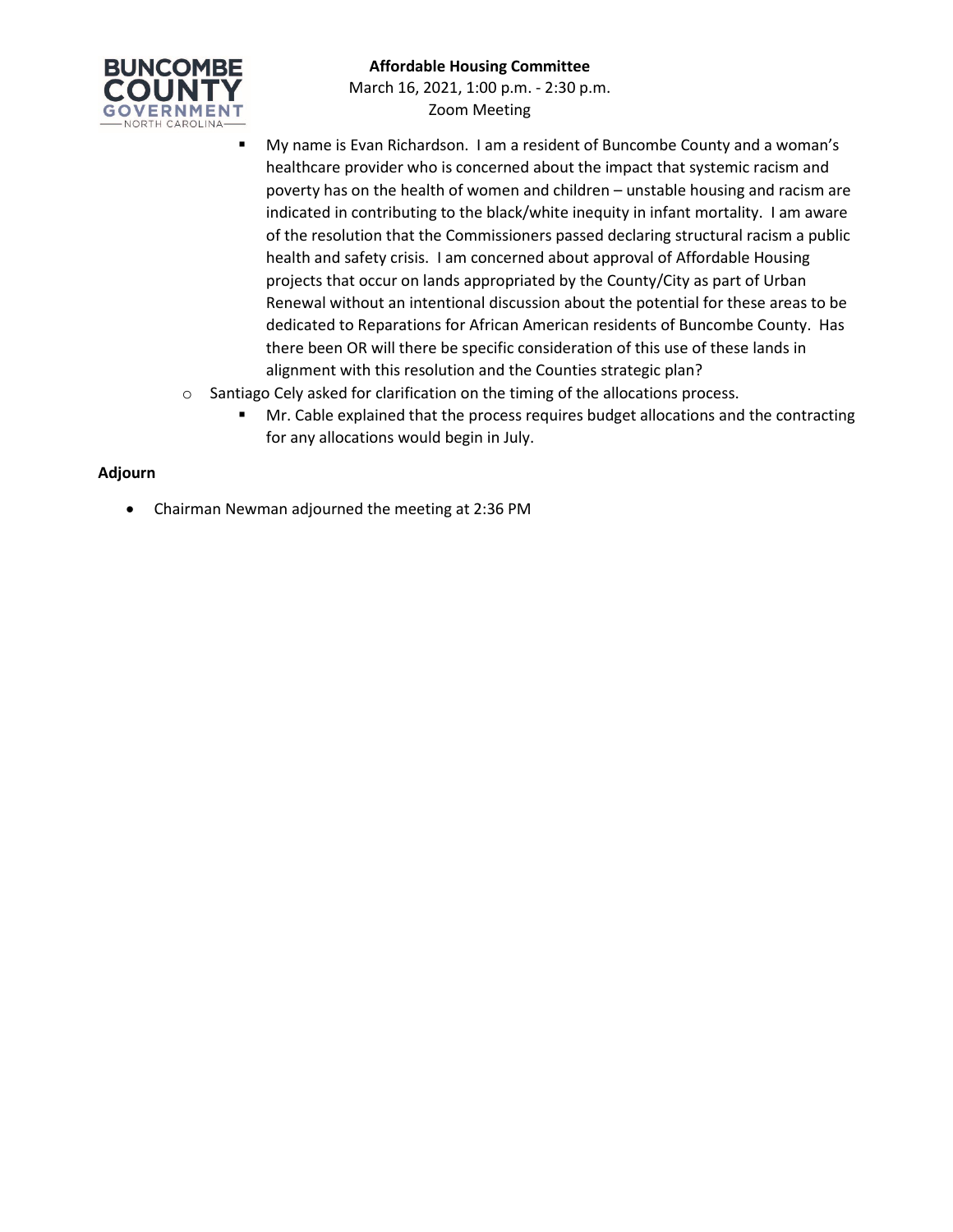- My name is Evan Richardson. I am a resident of Buncombe County and a woman's healthcare provider who is concerned about the impact that systemic racism and poverty has on the health of women and children – unstable housing and racism are indicated in contributing to the black/white inequity in infant mortality. I am aware of the resolution that the Commissioners passed declaring structural racism a public health and safety crisis. I am concerned about approval of Affordable Housing projects that occur on lands appropriated by the County/City as part of Urban Renewal without an intentional discussion about the potential for these areas to be dedicated to Reparations for African American residents of Buncombe County. Has there been OR will there be specific consideration of this use of these lands in alignment with this resolution and the Counties strategic plan?

- Santiago Cely asked for clarification on the timing of the allocations process.
  - Mr. Cable explained that the process requires budget allocations and the contracting for any allocations would begin in July.

**Adjourn**

- Chairman Newman adjourned the meeting at 2:36 PM